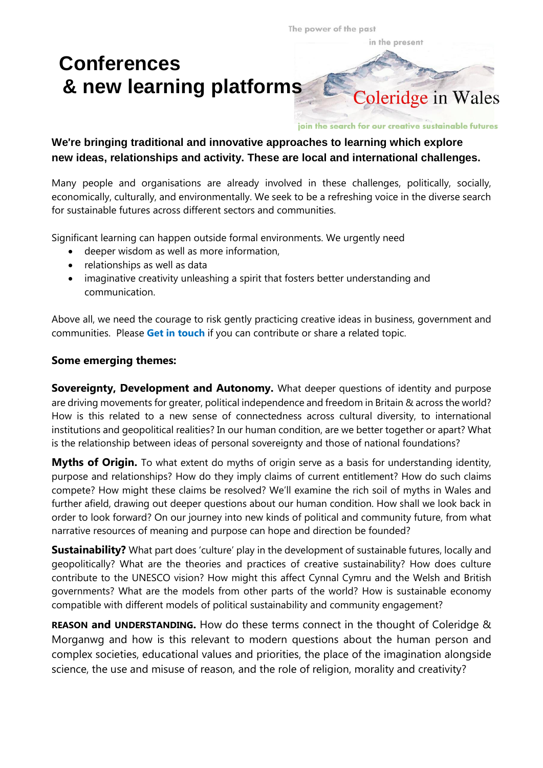# Conferences & new learning platforms

The power of the past in the present

Coleridge in Wales

join the search for our creative sustainable futures

**We're bringing traditional and innovative approaches to learning which explore new ideas, relationships and activity. These are local and international challenges.**

Many people and organisations are already involved in these challenges, politically, socially, economically, culturally, and environmentally. We seek to be a refreshing voice in the diverse search for sustainable futures across different sectors and communities.

Significant learning can happen outside formal environments. We urgently need

- deeper wisdom as well as more information,
- relationships as well as data
- imaginative creativity unleashing a spirit that fosters better understanding and communication.

Above all, we need the courage to risk gently practicing creative ideas in business, government and communities. Please **Get in touch** if you can contribute or share a related topic.

### Some emerging themes:

**Sovereignty, Development and Autonomy.** What deeper questions of identity and purpose are driving movements for greater, political independence and freedom in Britain & across the world? How is this related to a new sense of connectedness across cultural diversity, to international institutions and geopolitical realities? In our human condition, are we better together or apart? What is the relationship between ideas of personal sovereignty and those of national foundations?

**Myths of Origin.** To what extent do myths of origin serve as a basis for understanding identity, purpose and relationships? How do they imply claims of current entitlement? How do such claims compete? How might these claims be resolved? We'll examine the rich soil of myths in Wales and further afield, drawing out deeper questions about our human condition. How shall we look back in order to look forward? On our journey into new kinds of political and community future, from what narrative resources of meaning and purpose can hope and direction be founded?

**Sustainability?** What part does 'culture' play in the development of sustainable futures, locally and geopolitically? What are the theories and practices of creative sustainability? How does culture contribute to the UNESCO vision? How might this affect Cynnal Cymru and the Welsh and British governments? What are the models from other parts of the world? How is sustainable economy compatible with different models of political sustainability and community engagement?

**REASON and UNDERSTANDING.** How do these terms connect in the thought of Coleridge & Morganwg and how is this relevant to modern questions about the human person and complex societies, educational values and priorities, the place of the imagination alongside science, the use and misuse of reason, and the role of religion, morality and creativity?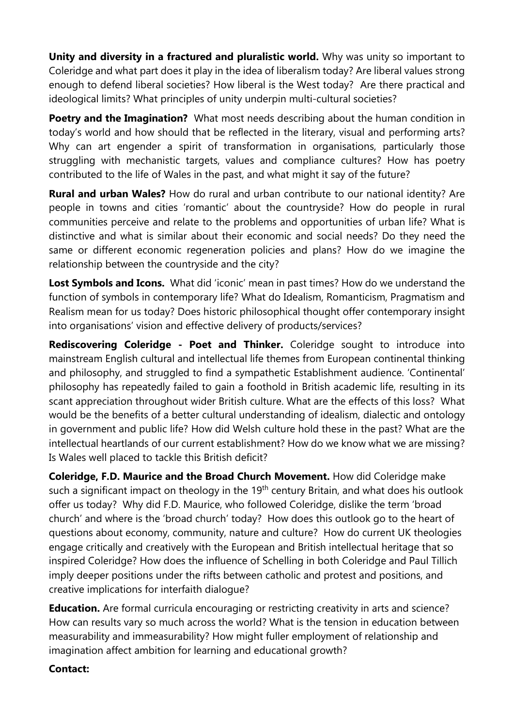**Unity and diversity in a fractured and pluralistic world.** Why was unity so important to Coleridge and what part does it play in the idea of liberalism today? Are liberal values strong enough to defend liberal societies? How liberal is the West today? Are there practical and ideological limits? What principles of unity underpin multi-cultural societies?

**Poetry and the Imagination?** What most needs describing about the human condition in today's world and how should that be reflected in the literary, visual and performing arts? Why can art engender a spirit of transformation in organisations, particularly those struggling with mechanistic targets, values and compliance cultures? How has poetry contributed to the life of Wales in the past, and what might it say of the future?

**Rural and urban Wales?** How do rural and urban contribute to our national identity? Are people in towns and cities 'romantic' about the countryside? How do people in rural communities perceive and relate to the problems and opportunities of urban life? What is distinctive and what is similar about their economic and social needs? Do they need the same or different economic regeneration policies and plans? How do we imagine the relationship between the countryside and the city?

**Lost Symbols and Icons.** What did 'iconic' mean in past times? How do we understand the function of symbols in contemporary life? What do Idealism, Romanticism, Pragmatism and Realism mean for us today? Does historic philosophical thought offer contemporary insight into organisations' vision and effective delivery of products/services?

**Rediscovering Coleridge - Poet and Thinker.** Coleridge sought to introduce into mainstream English cultural and intellectual life themes from European continental thinking and philosophy, and struggled to find a sympathetic Establishment audience. 'Continental' philosophy has repeatedly failed to gain a foothold in British academic life, resulting in its scant appreciation throughout wider British culture. What are the effects of this loss? What would be the benefits of a better cultural understanding of idealism, dialectic and ontology in government and public life? How did Welsh culture hold these in the past? What are the intellectual heartlands of our current establishment? How do we know what we are missing? Is Wales well placed to tackle this British deficit?

**Coleridge, F.D. Maurice and the Broad Church Movement.** How did Coleridge make such a significant impact on theology in the 19th century Britain, and what does his outlook offer us today? Why did F.D. Maurice, who followed Coleridge, dislike the term 'broad church' and where is the 'broad church' today? How does this outlook go to the heart of questions about economy, community, nature and culture? How do current UK theologies engage critically and creatively with the European and British intellectual heritage that so inspired Coleridge? How does the influence of Schelling in both Coleridge and Paul Tillich imply deeper positions under the rifts between catholic and protest and positions, and creative implications for interfaith dialogue?

**Education.** Are formal curricula encouraging or restricting creativity in arts and science? How can results vary so much across the world? What is the tension in education between measurability and immeasurability? How might fuller employment of relationship and imagination affect ambition for learning and educational growth?

**Contact:**